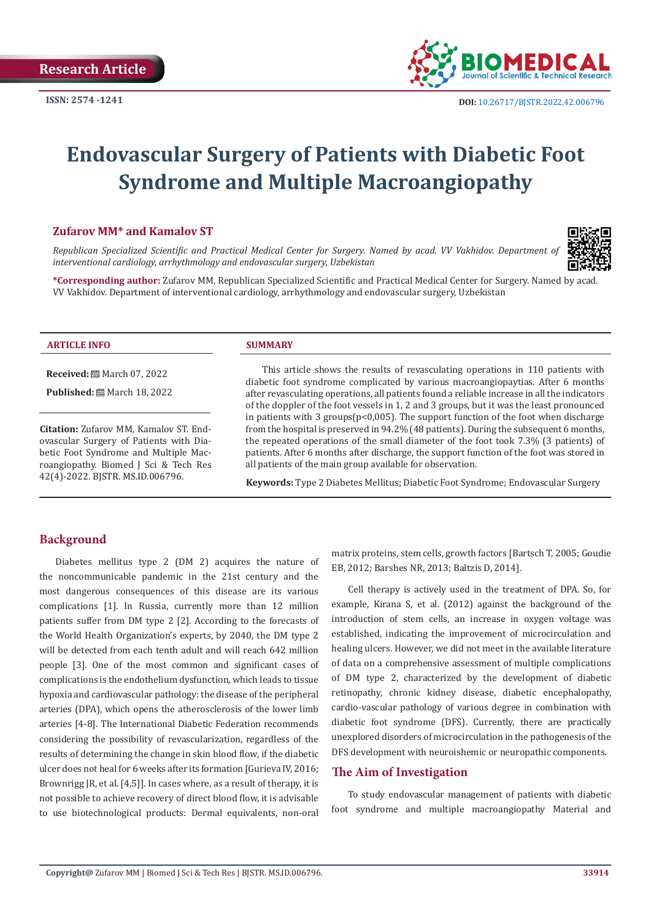Research Article

ISSN: 2574 -1241

DOI: 10.26717/BJSTR.2022.42.006796

# Endovascular Surgery of Patients with Diabetic Foot Syndrome and Multiple Macroangiopathy

**Zufarov MM* and Kamalov ST**

*Republican Specialized Scientific and Practical Medical Center for Surgery. Named by acad. VV Vakhidov. Department of interventional cardiology, arrhythmology and endovascular surgery, Uzbekistan*

***Corresponding author:** Zufarov MM, Republican Specialized Scientific and Practical Medical Center for Surgery. Named by acad. VV Vakhidov. Department of interventional cardiology, arrhythmology and endovascular surgery, Uzbekistan

**ARTICLE INFO**

**Received:** March 07, 2022

**Published:** March 18, 2022

**Citation:** Zufarov MM, Kamalov ST. Endovascular Surgery of Patients with Diabetic Foot Syndrome and Multiple Macroangiopathy. Biomed J Sci & Tech Res 42(4)-2022. BJSTR. MS.ID.006796.

**SUMMARY**

This article shows the results of revasculating operations in 110 patients with diabetic foot syndrome complicated by various macroangiopaytias. After 6 months after revasculating operations, all patients found a reliable increase in all the indicators of the doppler of the foot vessels in 1, 2 and 3 groups, but it was the least pronounced in patients with 3 groups($p<0,005$). The support function of the foot when discharge from the hospital is preserved in 94.2% (48 patients). During the subsequent 6 months, the repeated operations of the small diameter of the foot took 7.3% (3 patients) of patients. After 6 months after discharge, the support function of the foot was stored in all patients of the main group available for observation.

**Keywords:** Type 2 Diabetes Mellitus; Diabetic Foot Syndrome; Endovascular Surgery

## Background

Diabetes mellitus type 2 (DM 2) acquires the nature of the noncommunicable pandemic in the 21st century and the most dangerous consequences of this disease are its various complications [1]. In Russia, currently more than 12 million patients suffer from DM type 2 [2]. According to the forecasts of the World Health Organization's experts, by 2040, the DM type 2 will be detected from each tenth adult and will reach 642 million people [3]. One of the most common and significant cases of complications is the endothelium dysfunction, which leads to tissue hypoxia and cardiovascular pathology: the disease of the peripheral arteries (DPA), which opens the atherosclerosis of the lower limb arteries [4-8]. The International Diabetic Federation recommends considering the possibility of revascularization, regardless of the results of determining the change in skin blood flow, if the diabetic ulcer does not heal for 6 weeks after its formation [Gurieva IV, 2016; Brownrigg JR, et al. [4,5]]. In cases where, as a result of therapy, it is not possible to achieve recovery of direct blood flow, it is advisable to use biotechnological products: Dermal equivalents, non-oral matrix proteins, stem cells, growth factors [Bartsch T, 2005; Goudie EB, 2012; Barshes NR, 2013; Baltzis D, 2014].

Cell therapy is actively used in the treatment of DPA. So, for example, Kirana S, et al. (2012) against the background of the introduction of stem cells, an increase in oxygen voltage was established, indicating the improvement of microcirculation and healing ulcers. However, we did not meet in the available literature of data on a comprehensive assessment of multiple complications of DM type 2, characterized by the development of diabetic retinopathy, chronic kidney disease, diabetic encephalopathy, cardio-vascular pathology of various degree in combination with diabetic foot syndrome (DFS). Currently, there are practically unexplored disorders of microcirculation in the pathogenesis of the DFS development with neuroishemic or neuropathic components.

## The Aim of Investigation

To study endovascular management of patients with diabetic foot syndrome and multiple macroangiopathy Material and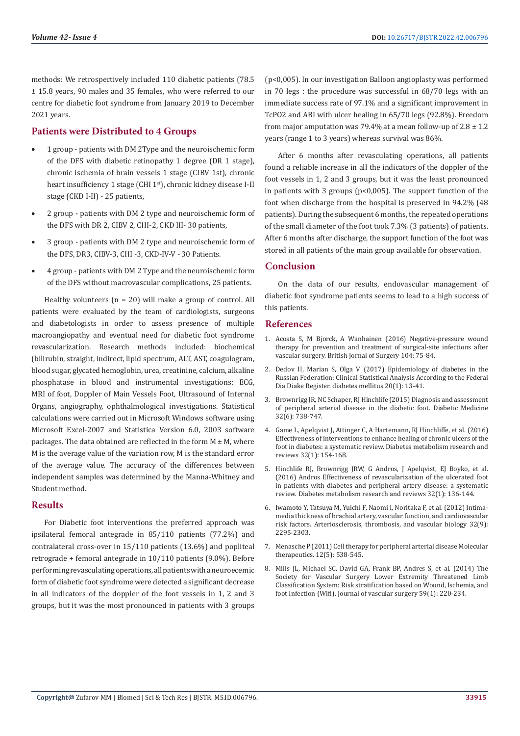methods: We retrospectively included 110 diabetic patients (78.5 ± 15.8 years, 90 males and 35 females, who were referred to our centre for diabetic foot syndrome from January 2019 to December 2021 years.

## Patients were Distributed to 4 Groups

- 1 group - patients with DM 2Type and the neuroischemic form of the DFS with diabetic retinopathy 1 degree (DR 1 stage), chronic ischemia of brain vessels 1 stage (CIBV 1st), chronic heart insufficiency 1 stage (CHI 1st), chronic kidney disease I-II stage (CKD I-II) - 25 patients,
- 2 group - patients with DM 2 type and neuroischemic form of the DFS with DR 2, CIBV 2, CHI-2, CKD III- 30 patients,
- 3 group - patients with DM 2 type and neuroischemic form of the DFS, DR3, CIBV-3, CHI -3, CKD-IV-V - 30 Patients.
- 4 group - patients with DM 2 Type and the neuroischemic form of the DFS without macrovascular complications, 25 patients.

Healthy volunteers (n = 20) will make a group of control. All patients were evaluated by the team of cardiologists, surgeons and diabetologists in order to assess presence of multiple macroangiopathy and eventual need for diabetic foot syndrome revascularization. Research methods included: biochemical (bilirubin, straight, indirect, lipid spectrum, ALT, AST, coagulogram, blood sugar, glycated hemoglobin, urea, creatinine, calcium, alkaline phosphatase in blood and instrumental investigations: ECG, MRI of foot, Doppler of Main Vessels Foot, Ultrasound of Internal Organs, angiography, ophthalmological investigations. Statistical calculations were carried out in Microsoft Windows software using Microsoft Excel-2007 and Statistica Version 6.0, 2003 software packages. The data obtained are reflected in the form M ± M, where M is the average value of the variation row, M is the standard error of the average value. The accuracy of the differences between independent samples was determined by the Manna-Whitney and Student method.

## Results

For Diabetic foot interventions the preferred approach was ipsilateral femoral antegrade in 85/110 patients (77.2%) and contralateral cross-over in 15/110 patients (13.6%) and popliteal retrograde + femoral antegrade in 10/110 patients (9.0%). Before performing revasculating operations, all patients with a neuroecemic form of diabetic foot syndrome were detected a significant decrease in all indicators of the doppler of the foot vessels in 1, 2 and 3 groups, but it was the most pronounced in patients with 3 groups (p<0,005). In our investigation Balloon angioplasty was performed in 70 legs : the procedure was successful in 68/70 legs with an immediate success rate of 97.1% and a significant improvement in TcPO2 and ABI with ulcer healing in 65/70 legs (92.8%). Freedom from major amputation was 79.4% at a mean follow-up of 2.8 ± 1.2 years (range 1 to 3 years) whereas survival was 86%.

After 6 months after revasculating operations, all patients found a reliable increase in all the indicators of the doppler of the foot vessels in 1, 2 and 3 groups, but it was the least pronounced in patients with 3 groups (p<0,005). The support function of the foot when discharge from the hospital is preserved in 94.2% (48 patients). During the subsequent 6 months, the repeated operations of the small diameter of the foot took 7.3% (3 patients) of patients. After 6 months after discharge, the support function of the foot was stored in all patients of the main group available for observation.

## Conclusion

On the data of our results, endovascular management of diabetic foot syndrome patients seems to lead to a high success of this patients.

## References

1. Acosta S, M Bjorck, A Wanhainen (2016) Negative-pressure wound therapy for prevention and treatment of surgical-site infections after vascular surgery. British Jornal of Surgery 104: 75-84.
2. Dedov II, Marian S, Olga V (2017) Epidemiology of diabetes in the Russian Federation: Clinical Statistical Analysis According to the Federal Dia Diake Register. diabetes mellitus 20(1): 13-41.
3. Brownrigg JR, NC Schaper, RJ Hinchlife (2015) Diagnosis and assessment of peripheral arterial disease in the diabetic foot. Diabetic Medicine 32(6): 738-747.
4. Game L, Apelqvist J, Attinger C, A Hartemann, RJ Hinchliffe, et al. (2016) Effectiveness of interventions to enhance healing of chronic ulcers of the foot in diabetes: a systematic review. Diabetes metabolism research and reviews 32(1): 154-168.
5. Hinchlife RJ, Brownrigg JRW, G Andros, J Apelqvist, EJ Boyko, et al. (2016) Andros Effectiveness of revascularization of the ulcerated foot in patients with diabetes and peripheral artery disease: a systematic review. Diabetes metabolism research and reviews 32(1): 136-144.
6. Iwamoto Y, Tatsuya M, Yuichi F, Naomi I, Noritaka F, et al. (2012) Intima-media thickness of brachial artery, vascular function, and cardiovascular risk factors. Arteriosclerosis, thrombosis, and vascular biology 32(9): 2295-2303.
7. Menasche P (2011) Cell therapy for peripheral arterial disease Molecular therapeutics. 12(5): 538-545.
8. Mills JL, Michael SC, David GA, Frank BP, Andres S, et al. (2014) The Society for Vascular Surgery Lower Extremity Threatened Limb Classification System: Risk stratification based on Wound, Ischemia, and foot Infection (WIfI). Journal of vascular surgery 59(1): 220-234.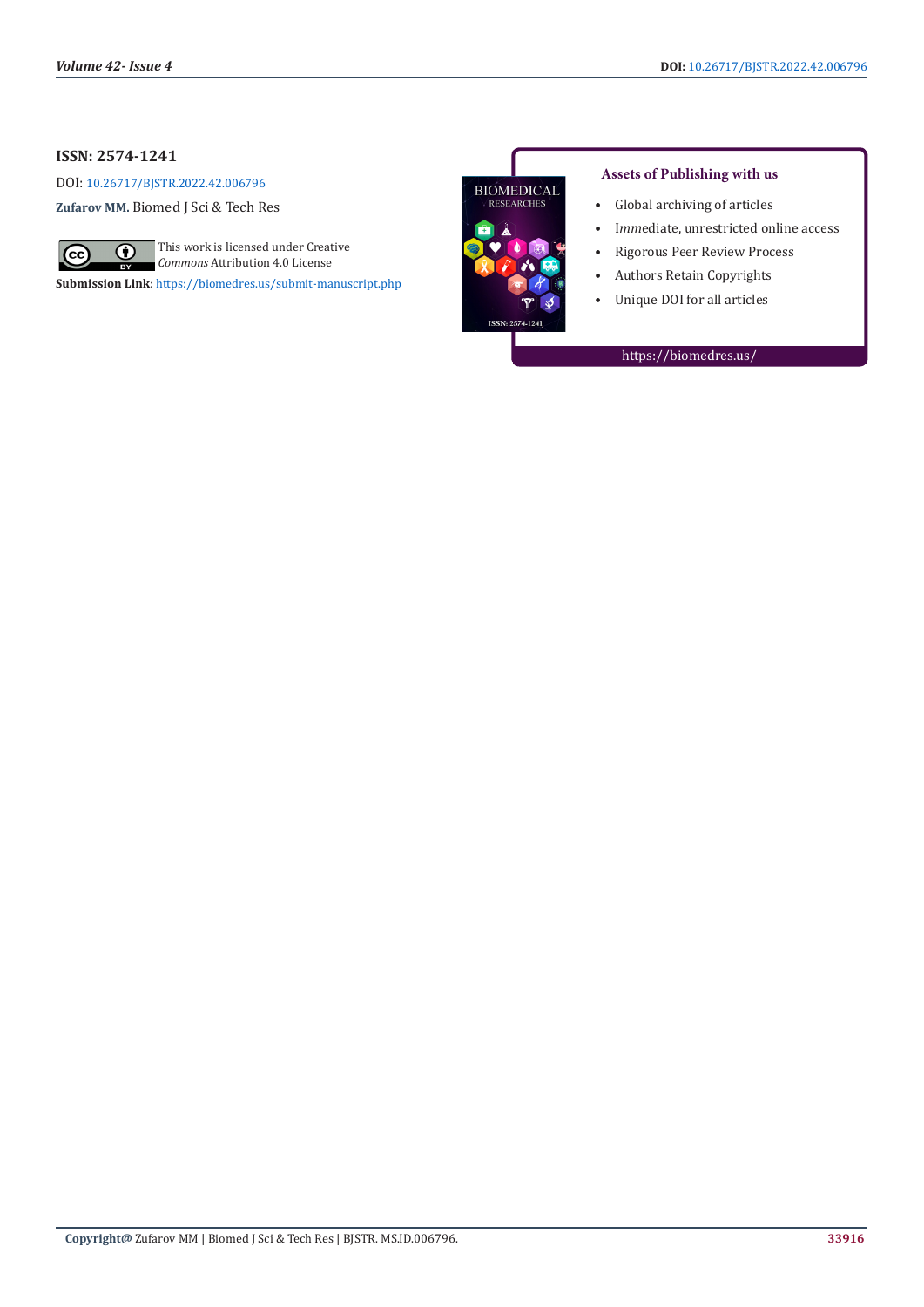**ISSN: 2574-1241**

DOI: 10.26717/BJSTR.2022.42.006796

**Zufarov MM**. Biomed J Sci & Tech Res

This work is licensed under Creative *Commons* Attribution 4.0 License

**Submission Link**: https://biomedres.us/submit-manuscript.php

### Assets of Publishing with us

- Global archiving of articles
- Immediate, unrestricted online access
- Rigorous Peer Review Process
- Authors Retain Copyrights
- Unique DOI for all articles

https://biomedres.us/